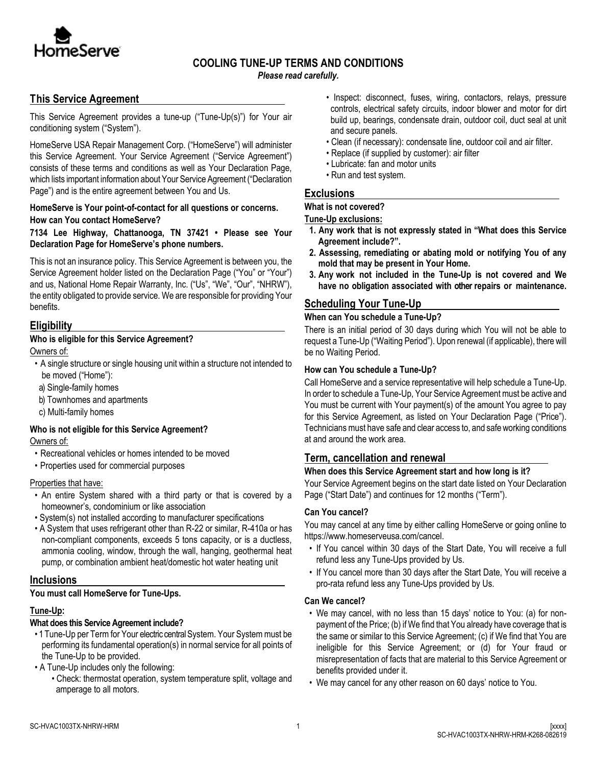# COOLING TUNE-UP TERMS AND CONDITIONS

***Please read carefully.***

## This Service Agreement

This Service Agreement provides a tune-up ("Tune-Up(s)") for Your air conditioning system ("System").

HomeServe USA Repair Management Corp. ("HomeServe") will administer this Service Agreement. Your Service Agreement ("Service Agreement") consists of these terms and conditions as well as Your Declaration Page, which lists important information about Your Service Agreement ("Declaration Page") and is the entire agreement between You and Us.

**HomeServe is Your point-of-contact for all questions or concerns. How can You contact HomeServe?**

**7134 Lee Highway, Chattanooga, TN 37421 • Please see Your Declaration Page for HomeServe's phone numbers.**

This is not an insurance policy. This Service Agreement is between you, the Service Agreement holder listed on the Declaration Page ("You" or "Your") and us, National Home Repair Warranty, Inc. ("Us", "We", "Our", "NHRW"), the entity obligated to provide service. We are responsible for providing Your benefits.

## Eligibility

**Who is eligible for this Service Agreement?**

Owners of:

- A single structure or single housing unit within a structure not intended to be moved ("Home"):
  a) Single-family homes
  b) Townhomes and apartments
  c) Multi-family homes

**Who is not eligible for this Service Agreement?**

Owners of:

- Recreational vehicles or homes intended to be moved
- Properties used for commercial purposes

Properties that have:

- An entire System shared with a third party or that is covered by a homeowner's, condominium or like association
- System(s) not installed according to manufacturer specifications
- A System that uses refrigerant other than R-22 or similar, R-410a or has non-compliant components, exceeds 5 tons capacity, or is a ductless, ammonia cooling, window, through the wall, hanging, geothermal heat pump, or combination ambient heat/domestic hot water heating unit

## Inclusions

**You must call HomeServe for Tune-Ups.**

**Tune-Up:**

**What does this Service Agreement include?**

- 1 Tune-Up per Term for Your electric central System. Your System must be performing its fundamental operation(s) in normal service for all points of the Tune-Up to be provided.
- A Tune-Up includes only the following:
  - Check: thermostat operation, system temperature split, voltage and amperage to all motors.
  - Inspect: disconnect, fuses, wiring, contactors, relays, pressure controls, electrical safety circuits, indoor blower and motor for dirt build up, bearings, condensate drain, outdoor coil, duct seal at unit and secure panels.
  - Clean (if necessary): condensate line, outdoor coil and air filter.
  - Replace (if supplied by customer): air filter
  - Lubricate: fan and motor units
  - Run and test system.

## Exclusions

**What is not covered?**

**Tune-Up exclusions:**

1. **Any work that is not expressly stated in "What does this Service Agreement include?".**
2. **Assessing, remediating or abating mold or notifying You of any mold that may be present in Your Home.**
3. **Any work not included in the Tune-Up is not covered and We have no obligation associated with other repairs or maintenance.**

## Scheduling Your Tune-Up

**When can You schedule a Tune-Up?**

There is an initial period of 30 days during which You will not be able to request a Tune-Up ("Waiting Period"). Upon renewal (if applicable), there will be no Waiting Period.

**How can You schedule a Tune-Up?**

Call HomeServe and a service representative will help schedule a Tune-Up. In order to schedule a Tune-Up, Your Service Agreement must be active and You must be current with Your payment(s) of the amount You agree to pay for this Service Agreement, as listed on Your Declaration Page ("Price"). Technicians must have safe and clear access to, and safe working conditions at and around the work area.

## Term, cancellation and renewal

**When does this Service Agreement start and how long is it?**

Your Service Agreement begins on the start date listed on Your Declaration Page ("Start Date") and continues for 12 months ("Term").

**Can You cancel?**

You may cancel at any time by either calling HomeServe or going online to https://www.homeserveusa.com/cancel.

- If You cancel within 30 days of the Start Date, You will receive a full refund less any Tune-Ups provided by Us.
- If You cancel more than 30 days after the Start Date, You will receive a pro-rata refund less any Tune-Ups provided by Us.

**Can We cancel?**

- We may cancel, with no less than 15 days' notice to You: (a) for non-payment of the Price; (b) if We find that You already have coverage that is the same or similar to this Service Agreement; (c) if We find that You are ineligible for this Service Agreement; or (d) for Your fraud or misrepresentation of facts that are material to this Service Agreement or benefits provided under it.
- We may cancel for any other reason on 60 days' notice to You.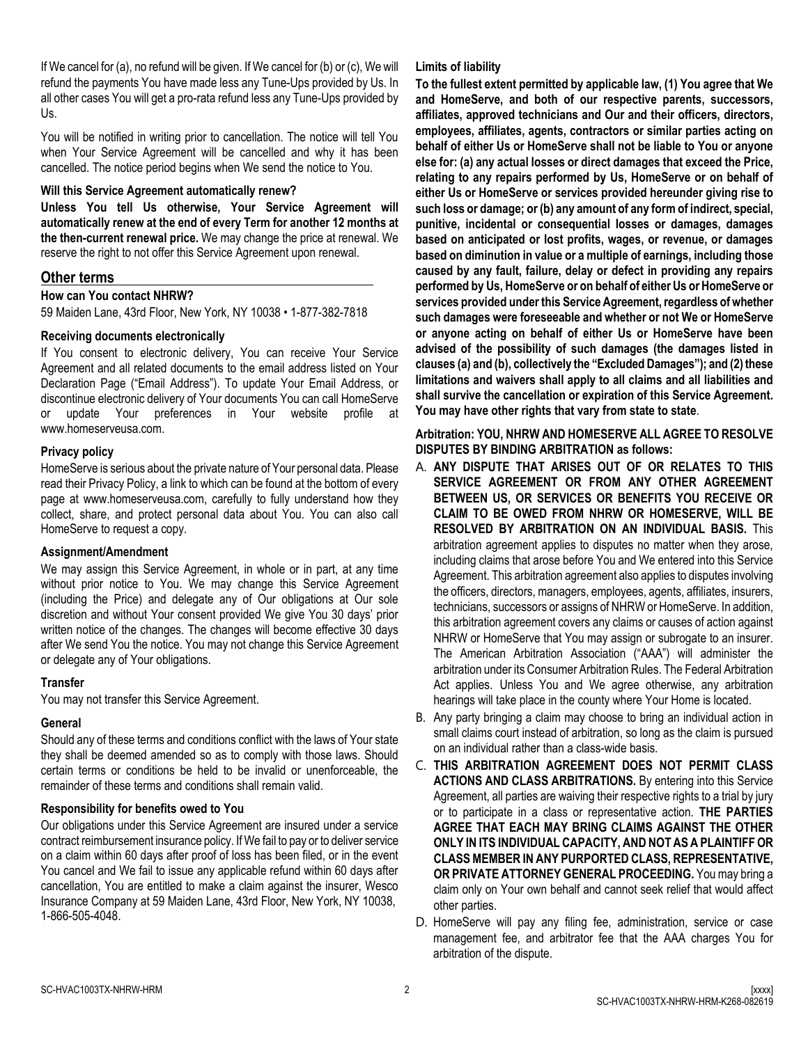If We cancel for (a), no refund will be given. If We cancel for (b) or (c), We will refund the payments You have made less any Tune-Ups provided by Us. In all other cases You will get a pro-rata refund less any Tune-Ups provided by Us.

You will be notified in writing prior to cancellation. The notice will tell You when Your Service Agreement will be cancelled and why it has been cancelled. The notice period begins when We send the notice to You.

#### Will this Service Agreement automatically renew?

**Unless You tell Us otherwise, Your Service Agreement will automatically renew at the end of every Term for another 12 months at the then-current renewal price.** We may change the price at renewal. We reserve the right to not offer this Service Agreement upon renewal.

## Other terms

#### How can You contact NHRW?

59 Maiden Lane, 43rd Floor, New York, NY 10038 • 1-877-382-7818

#### Receiving documents electronically

If You consent to electronic delivery, You can receive Your Service Agreement and all related documents to the email address listed on Your Declaration Page ("Email Address"). To update Your Email Address, or discontinue electronic delivery of Your documents You can call HomeServe or update Your preferences in Your website profile at www.homeserveusa.com.

#### Privacy policy

HomeServe is serious about the private nature of Your personal data. Please read their Privacy Policy, a link to which can be found at the bottom of every page at www.homeserveusa.com, carefully to fully understand how they collect, share, and protect personal data about You. You can also call HomeServe to request a copy.

#### Assignment/Amendment

We may assign this Service Agreement, in whole or in part, at any time without prior notice to You. We may change this Service Agreement (including the Price) and delegate any of Our obligations at Our sole discretion and without Your consent provided We give You 30 days' prior written notice of the changes. The changes will become effective 30 days after We send You the notice. You may not change this Service Agreement or delegate any of Your obligations.

#### Transfer

You may not transfer this Service Agreement.

#### General

Should any of these terms and conditions conflict with the laws of Your state they shall be deemed amended so as to comply with those laws. Should certain terms or conditions be held to be invalid or unenforceable, the remainder of these terms and conditions shall remain valid.

#### Responsibility for benefits owed to You

Our obligations under this Service Agreement are insured under a service contract reimbursement insurance policy. If We fail to pay or to deliver service on a claim within 60 days after proof of loss has been filed, or in the event You cancel and We fail to issue any applicable refund within 60 days after cancellation, You are entitled to make a claim against the insurer, Wesco Insurance Company at 59 Maiden Lane, 43rd Floor, New York, NY 10038, 1-866-505-4048.

#### Limits of liability

**To the fullest extent permitted by applicable law, (1) You agree that We and HomeServe, and both of our respective parents, successors, affiliates, approved technicians and Our and their officers, directors, employees, affiliates, agents, contractors or similar parties acting on behalf of either Us or HomeServe shall not be liable to You or anyone else for: (a) any actual losses or direct damages that exceed the Price, relating to any repairs performed by Us, HomeServe or on behalf of either Us or HomeServe or services provided hereunder giving rise to such loss or damage; or (b) any amount of any form of indirect, special, punitive, incidental or consequential losses or damages, damages based on anticipated or lost profits, wages, or revenue, or damages based on diminution in value or a multiple of earnings, including those caused by any fault, failure, delay or defect in providing any repairs performed by Us, HomeServe or on behalf of either Us or HomeServe or services provided under this Service Agreement, regardless of whether such damages were foreseeable and whether or not We or HomeServe or anyone acting on behalf of either Us or HomeServe have been advised of the possibility of such damages (the damages listed in clauses (a) and (b), collectively the "Excluded Damages"); and (2) these limitations and waivers shall apply to all claims and all liabilities and shall survive the cancellation or expiration of this Service Agreement. You may have other rights that vary from state to state**.

**Arbitration: YOU, NHRW AND HOMESERVE ALL AGREE TO RESOLVE DISPUTES BY BINDING ARBITRATION as follows:**

A. **ANY DISPUTE THAT ARISES OUT OF OR RELATES TO THIS SERVICE AGREEMENT OR FROM ANY OTHER AGREEMENT BETWEEN US, OR SERVICES OR BENEFITS YOU RECEIVE OR CLAIM TO BE OWED FROM NHRW OR HOMESERVE, WILL BE RESOLVED BY ARBITRATION ON AN INDIVIDUAL BASIS.** This arbitration agreement applies to disputes no matter when they arose, including claims that arose before You and We entered into this Service Agreement. This arbitration agreement also applies to disputes involving the officers, directors, managers, employees, agents, affiliates, insurers, technicians, successors or assigns of NHRW or HomeServe. In addition, this arbitration agreement covers any claims or causes of action against NHRW or HomeServe that You may assign or subrogate to an insurer. The American Arbitration Association ("AAA") will administer the arbitration under its Consumer Arbitration Rules. The Federal Arbitration Act applies. Unless You and We agree otherwise, any arbitration hearings will take place in the county where Your Home is located.

B. Any party bringing a claim may choose to bring an individual action in small claims court instead of arbitration, so long as the claim is pursued on an individual rather than a class-wide basis.

C. **THIS ARBITRATION AGREEMENT DOES NOT PERMIT CLASS ACTIONS AND CLASS ARBITRATIONS.** By entering into this Service Agreement, all parties are waiving their respective rights to a trial by jury or to participate in a class or representative action. **THE PARTIES AGREE THAT EACH MAY BRING CLAIMS AGAINST THE OTHER ONLY IN ITS INDIVIDUAL CAPACITY, AND NOT AS A PLAINTIFF OR CLASS MEMBER IN ANY PURPORTED CLASS, REPRESENTATIVE, OR PRIVATE ATTORNEY GENERAL PROCEEDING.** You may bring a claim only on Your own behalf and cannot seek relief that would affect other parties.

D. HomeServe will pay any filing fee, administration, service or case management fee, and arbitrator fee that the AAA charges You for arbitration of the dispute.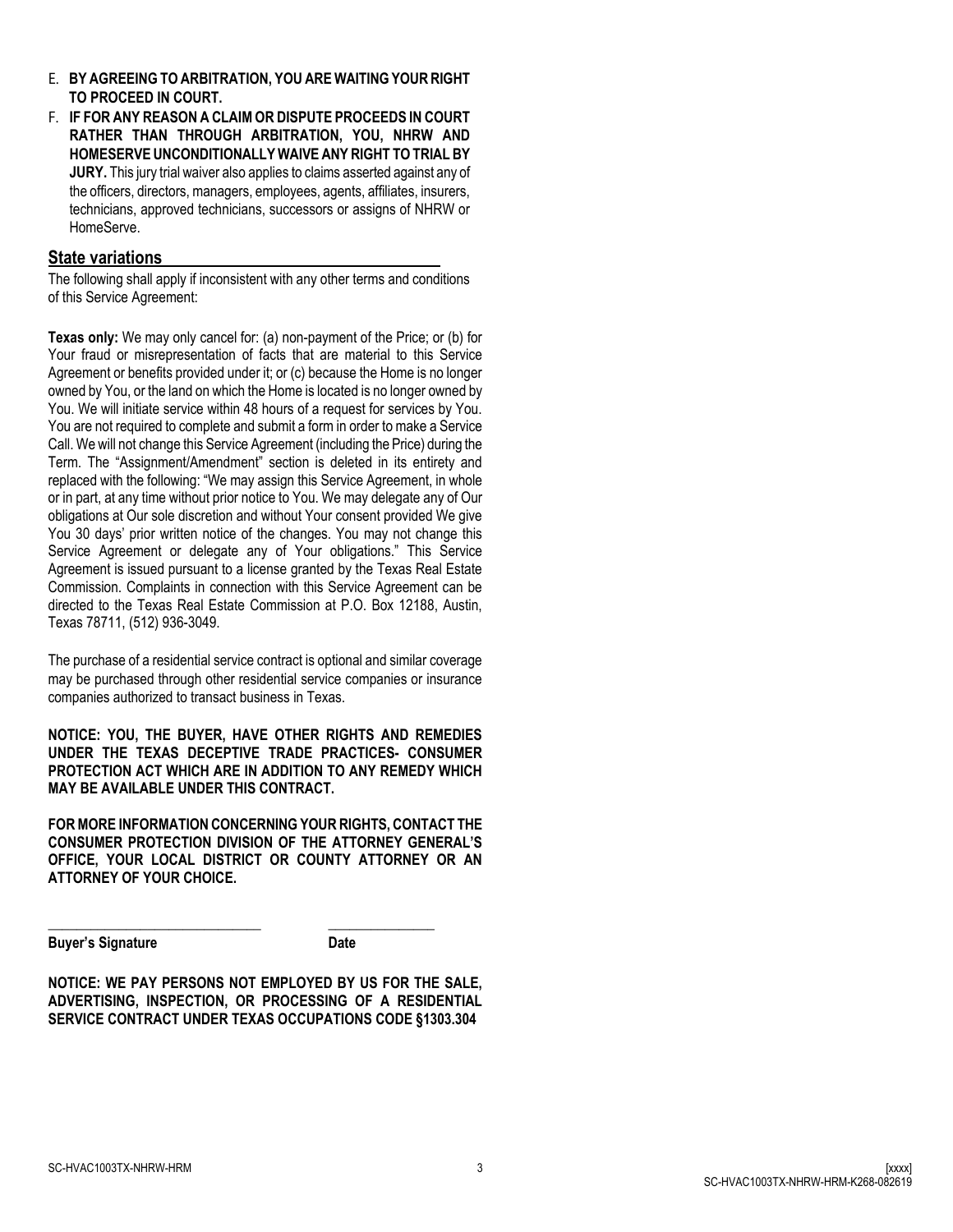E. **BY AGREEING TO ARBITRATION, YOU ARE WAITING YOUR RIGHT TO PROCEED IN COURT.**

F. **IF FOR ANY REASON A CLAIM OR DISPUTE PROCEEDS IN COURT RATHER THAN THROUGH ARBITRATION, YOU, NHRW AND HOMESERVE UNCONDITIONALLY WAIVE ANY RIGHT TO TRIAL BY JURY.** This jury trial waiver also applies to claims asserted against any of the officers, directors, managers, employees, agents, affiliates, insurers, technicians, approved technicians, successors or assigns of NHRW or HomeServe.

## State variations

The following shall apply if inconsistent with any other terms and conditions of this Service Agreement:

**Texas only:** We may only cancel for: (a) non-payment of the Price; or (b) for Your fraud or misrepresentation of facts that are material to this Service Agreement or benefits provided under it; or (c) because the Home is no longer owned by You, or the land on which the Home is located is no longer owned by You. We will initiate service within 48 hours of a request for services by You. You are not required to complete and submit a form in order to make a Service Call. We will not change this Service Agreement (including the Price) during the Term. The "Assignment/Amendment" section is deleted in its entirety and replaced with the following: "We may assign this Service Agreement, in whole or in part, at any time without prior notice to You. We may delegate any of Our obligations at Our sole discretion and without Your consent provided We give You 30 days' prior written notice of the changes. You may not change this Service Agreement or delegate any of Your obligations." This Service Agreement is issued pursuant to a license granted by the Texas Real Estate Commission. Complaints in connection with this Service Agreement can be directed to the Texas Real Estate Commission at P.O. Box 12188, Austin, Texas 78711, (512) 936-3049.

The purchase of a residential service contract is optional and similar coverage may be purchased through other residential service companies or insurance companies authorized to transact business in Texas.

**NOTICE: YOU, THE BUYER, HAVE OTHER RIGHTS AND REMEDIES UNDER THE TEXAS DECEPTIVE TRADE PRACTICES- CONSUMER PROTECTION ACT WHICH ARE IN ADDITION TO ANY REMEDY WHICH MAY BE AVAILABLE UNDER THIS CONTRACT.**

**FOR MORE INFORMATION CONCERNING YOUR RIGHTS, CONTACT THE CONSUMER PROTECTION DIVISION OF THE ATTORNEY GENERAL'S OFFICE, YOUR LOCAL DISTRICT OR COUNTY ATTORNEY OR AN ATTORNEY OF YOUR CHOICE.**

\_\_\_\_\_\_\_\_\_\_\_\_\_\_\_\_\_\_\_\_\_\_\_\_\_\_\_\_\_\_ \_\_\_\_\_\_\_\_\_\_\_\_\_\_\_

**Buyer's Signature** **Date**

**NOTICE: WE PAY PERSONS NOT EMPLOYED BY US FOR THE SALE, ADVERTISING, INSPECTION, OR PROCESSING OF A RESIDENTIAL SERVICE CONTRACT UNDER TEXAS OCCUPATIONS CODE §1303.304**

SC-HVAC1003TX-NHRW-HRM

[xxxx]
SC-HVAC1003TX-NHRW-HRM-K268-082619